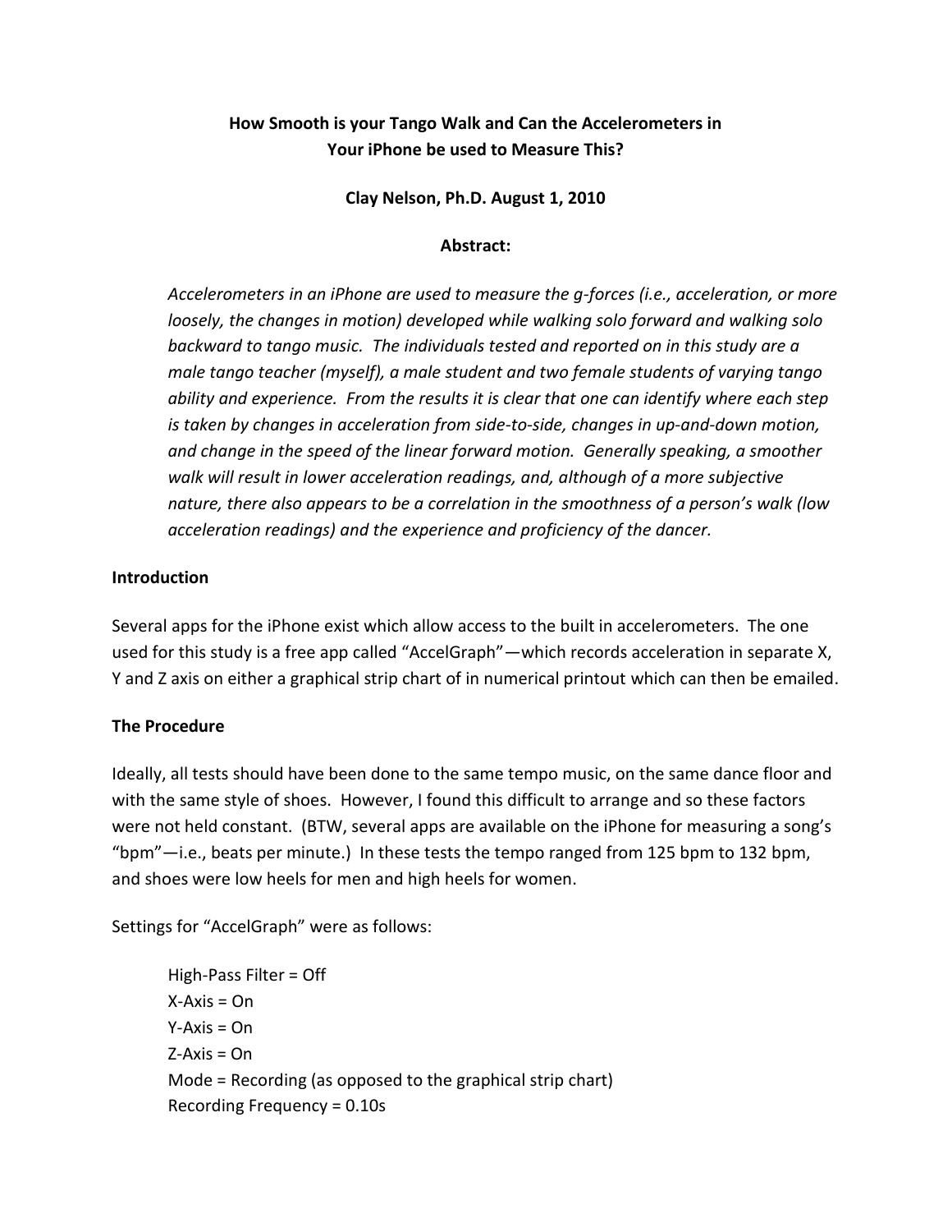# How Smooth is your Tango Walk and Can the Accelerometers in Your iPhone be used to Measure This?

**Clay Nelson, Ph.D. August 1, 2010**

## Abstract:

*Accelerometers in an iPhone are used to measure the g-forces (i.e., acceleration, or more loosely, the changes in motion) developed while walking solo forward and walking solo backward to tango music. The individuals tested and reported on in this study are a male tango teacher (myself), a male student and two female students of varying tango ability and experience. From the results it is clear that one can identify where each step is taken by changes in acceleration from side-to-side, changes in up-and-down motion, and change in the speed of the linear forward motion. Generally speaking, a smoother walk will result in lower acceleration readings, and, although of a more subjective nature, there also appears to be a correlation in the smoothness of a person's walk (low acceleration readings) and the experience and proficiency of the dancer.*

## Introduction

Several apps for the iPhone exist which allow access to the built in accelerometers. The one used for this study is a free app called "AccelGraph"—which records acceleration in separate X, Y and Z axis on either a graphical strip chart of in numerical printout which can then be emailed.

## The Procedure

Ideally, all tests should have been done to the same tempo music, on the same dance floor and with the same style of shoes. However, I found this difficult to arrange and so these factors were not held constant. (BTW, several apps are available on the iPhone for measuring a song's "bpm"—i.e., beats per minute.) In these tests the tempo ranged from 125 bpm to 132 bpm, and shoes were low heels for men and high heels for women.

Settings for "AccelGraph" were as follows:

High-Pass Filter = Off  
X-Axis = On  
Y-Axis = On  
Z-Axis = On  
Mode = Recording (as opposed to the graphical strip chart)  
Recording Frequency = 0.10s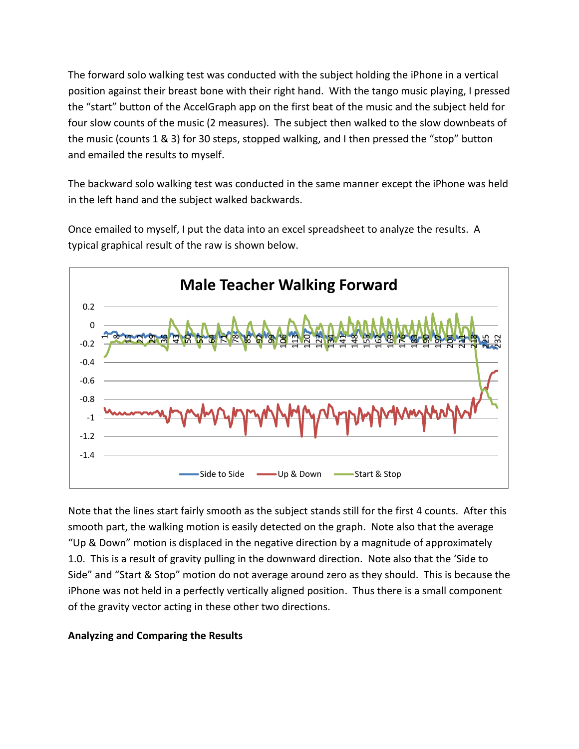The forward solo walking test was conducted with the subject holding the iPhone in a vertical position against their breast bone with their right hand. With the tango music playing, I pressed the "start" button of the AccelGraph app on the first beat of the music and the subject held for four slow counts of the music (2 measures). The subject then walked to the slow downbeats of the music (counts 1 & 3) for 30 steps, stopped walking, and I then pressed the "stop" button and emailed the results to myself.

The backward solo walking test was conducted in the same manner except the iPhone was held in the left hand and the subject walked backwards.

Once emailed to myself, I put the data into an excel spreadsheet to analyze the results. A typical graphical result of the raw is shown below.

Note that the lines start fairly smooth as the subject stands still for the first 4 counts. After this smooth part, the walking motion is easily detected on the graph. Note also that the average "Up & Down" motion is displaced in the negative direction by a magnitude of approximately 1.0. This is a result of gravity pulling in the downward direction. Note also that the 'Side to Side" and "Start & Stop" motion do not average around zero as they should. This is because the iPhone was not held in a perfectly vertically aligned position. Thus there is a small component of the gravity vector acting in these other two directions.

**Analyzing and Comparing the Results**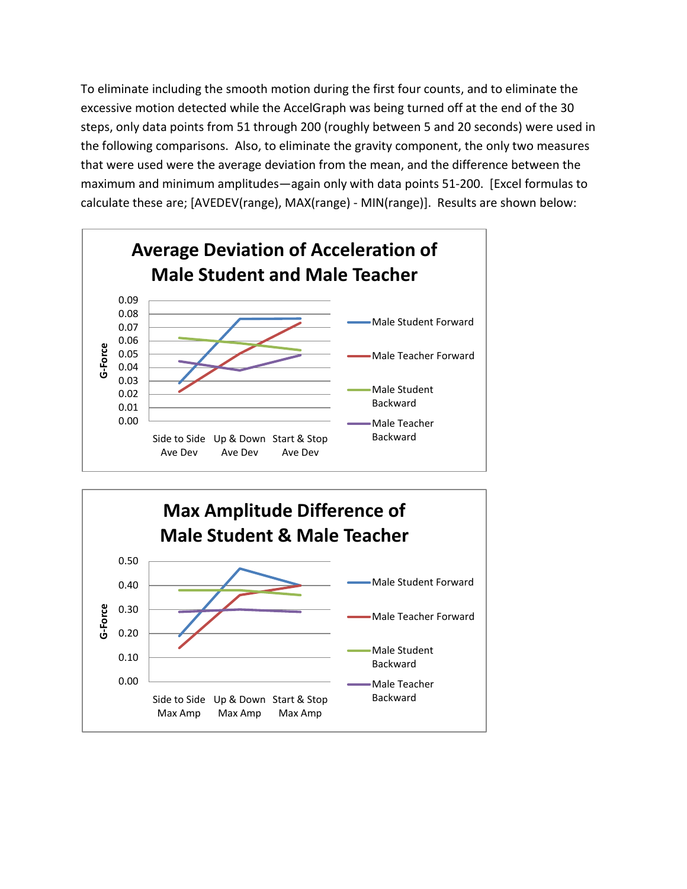To eliminate including the smooth motion during the first four counts, and to eliminate the excessive motion detected while the AccelGraph was being turned off at the end of the 30 steps, only data points from 51 through 200 (roughly between 5 and 20 seconds) were used in the following comparisons. Also, to eliminate the gravity component, the only two measures that were used were the average deviation from the mean, and the difference between the maximum and minimum amplitudes—again only with data points 51-200. [Excel formulas to calculate these are; [AVEDEV(range), MAX(range) - MIN(range)]. Results are shown below: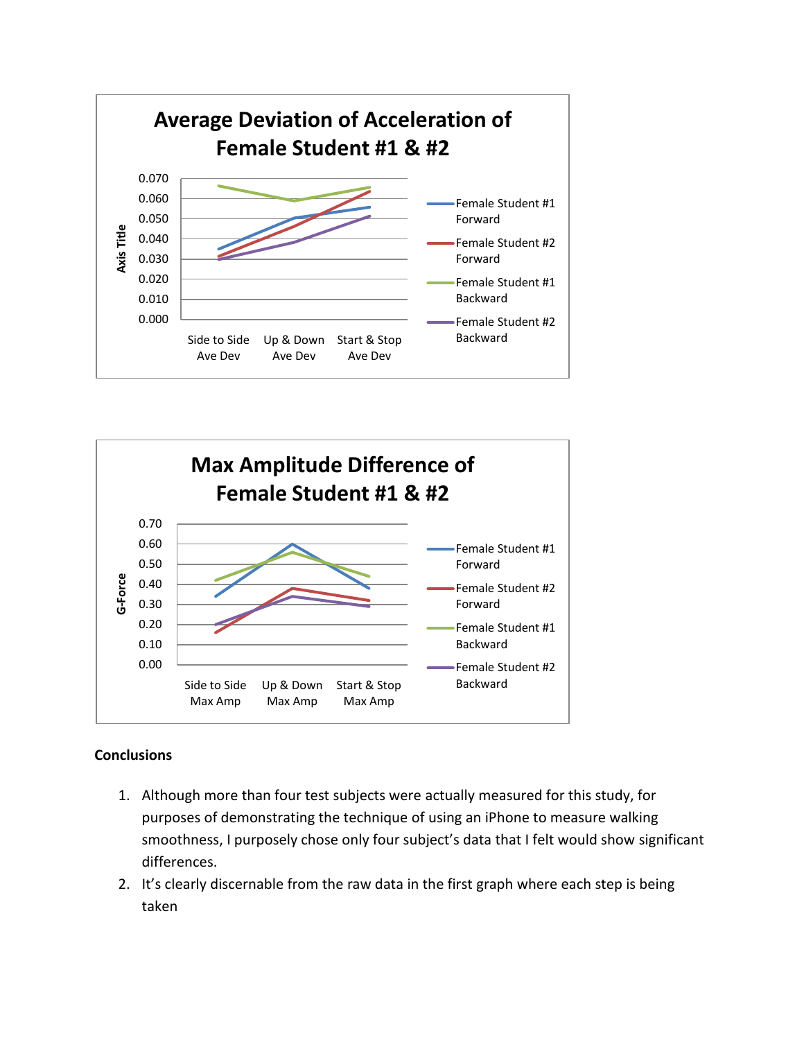**Conclusions**

1. Although more than four test subjects were actually measured for this study, for purposes of demonstrating the technique of using an iPhone to measure walking smoothness, I purposely chose only four subject's data that I felt would show significant differences.
2. It's clearly discernable from the raw data in the first graph where each step is being taken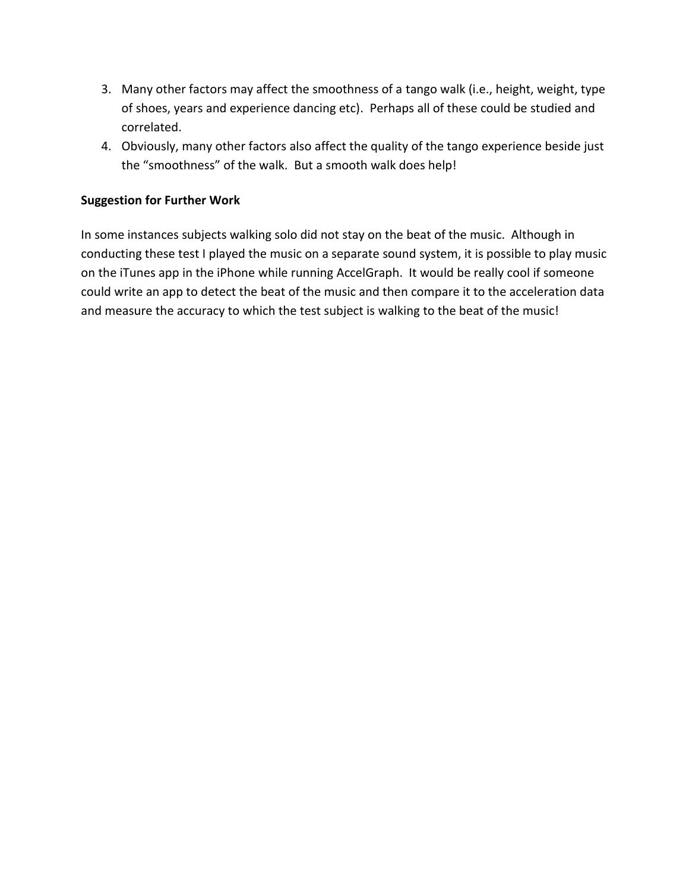3. Many other factors may affect the smoothness of a tango walk (i.e., height, weight, type of shoes, years and experience dancing etc). Perhaps all of these could be studied and correlated.
4. Obviously, many other factors also affect the quality of the tango experience beside just the "smoothness" of the walk. But a smooth walk does help!

**Suggestion for Further Work**

In some instances subjects walking solo did not stay on the beat of the music. Although in conducting these test I played the music on a separate sound system, it is possible to play music on the iTunes app in the iPhone while running AccelGraph. It would be really cool if someone could write an app to detect the beat of the music and then compare it to the acceleration data and measure the accuracy to which the test subject is walking to the beat of the music!